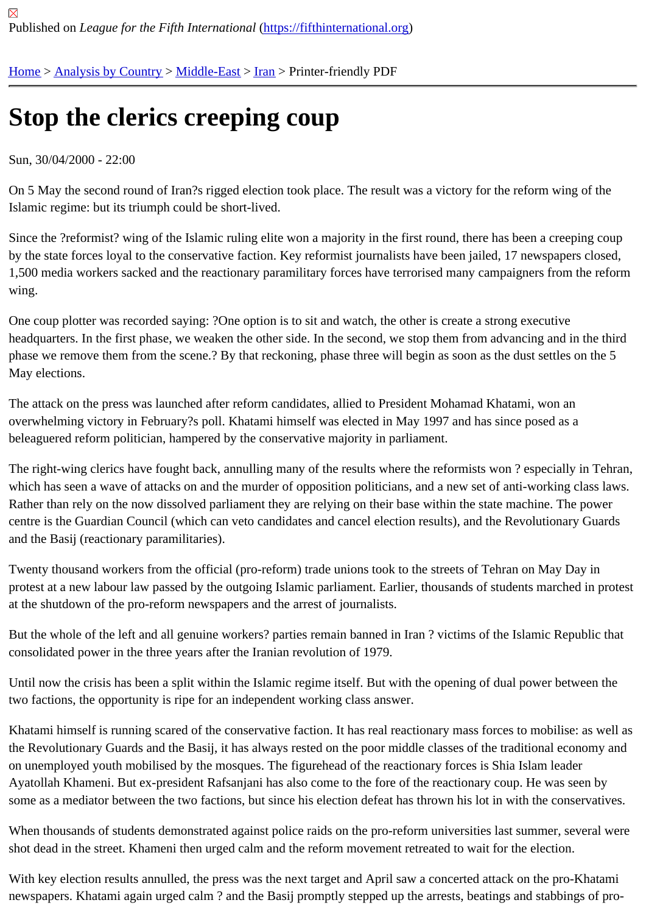Published on *League for the Fifth International* (https://fifthinternational.org)

Home > Analysis by Country > Middle-East > Iran > Printer-friendly PDF

# Stop the clerics creeping coup

Sun, 30/04/2000 - 22:00

On 5 May the second round of Iran?s rigged election took place. The result was a victory for the reform wing of the Islamic regime: but its triumph could be short-lived.

Since the ?reformist? wing of the Islamic ruling elite won a majority in the first round, there has been a creeping coup by the state forces loyal to the conservative faction. Key reformist journalists have been jailed, 17 newspapers closed, 1,500 media workers sacked and the reactionary paramilitary forces have terrorised many campaigners from the reform wing.

One coup plotter was recorded saying: ?One option is to sit and watch, the other is create a strong executive headquarters. In the first phase, we weaken the other side. In the second, we stop them from advancing and in the third phase we remove them from the scene.? By that reckoning, phase three will begin as soon as the dust settles on the 5 May elections.

The attack on the press was launched after reform candidates, allied to President Mohamad Khatami, won an overwhelming victory in February?s poll. Khatami himself was elected in May 1997 and has since posed as a beleaguered reform politician, hampered by the conservative majority in parliament.

The right-wing clerics have fought back, annulling many of the results where the reformists won ? especially in Tehran, which has seen a wave of attacks on and the murder of opposition politicians, and a new set of anti-working class laws. Rather than rely on the now dissolved parliament they are relying on their base within the state machine. The power centre is the Guardian Council (which can veto candidates and cancel election results), and the Revolutionary Guards and the Basij (reactionary paramilitaries).

Twenty thousand workers from the official (pro-reform) trade unions took to the streets of Tehran on May Day in protest at a new labour law passed by the outgoing Islamic parliament. Earlier, thousands of students marched in protest at the shutdown of the pro-reform newspapers and the arrest of journalists.

But the whole of the left and all genuine workers? parties remain banned in Iran ? victims of the Islamic Republic that consolidated power in the three years after the Iranian revolution of 1979.

Until now the crisis has been a split within the Islamic regime itself. But with the opening of dual power between the two factions, the opportunity is ripe for an independent working class answer.

Khatami himself is running scared of the conservative faction. It has real reactionary mass forces to mobilise: as well as the Revolutionary Guards and the Basij, it has always rested on the poor middle classes of the traditional economy and on unemployed youth mobilised by the mosques. The figurehead of the reactionary forces is Shia Islam leader Ayatollah Khameni. But ex-president Rafsanjani has also come to the fore of the reactionary coup. He was seen by some as a mediator between the two factions, but since his election defeat has thrown his lot in with the conservatives.

When thousands of students demonstrated against police raids on the pro-reform universities last summer, several were shot dead in the street. Khameni then urged calm and the reform movement retreated to wait for the election.

With key election results annulled, the press was the next target and April saw a concerted attack on the pro-Khatami newspapers. Khatami again urged calm ? and the Basij promptly stepped up the arrests, beatings and stabbings of pro-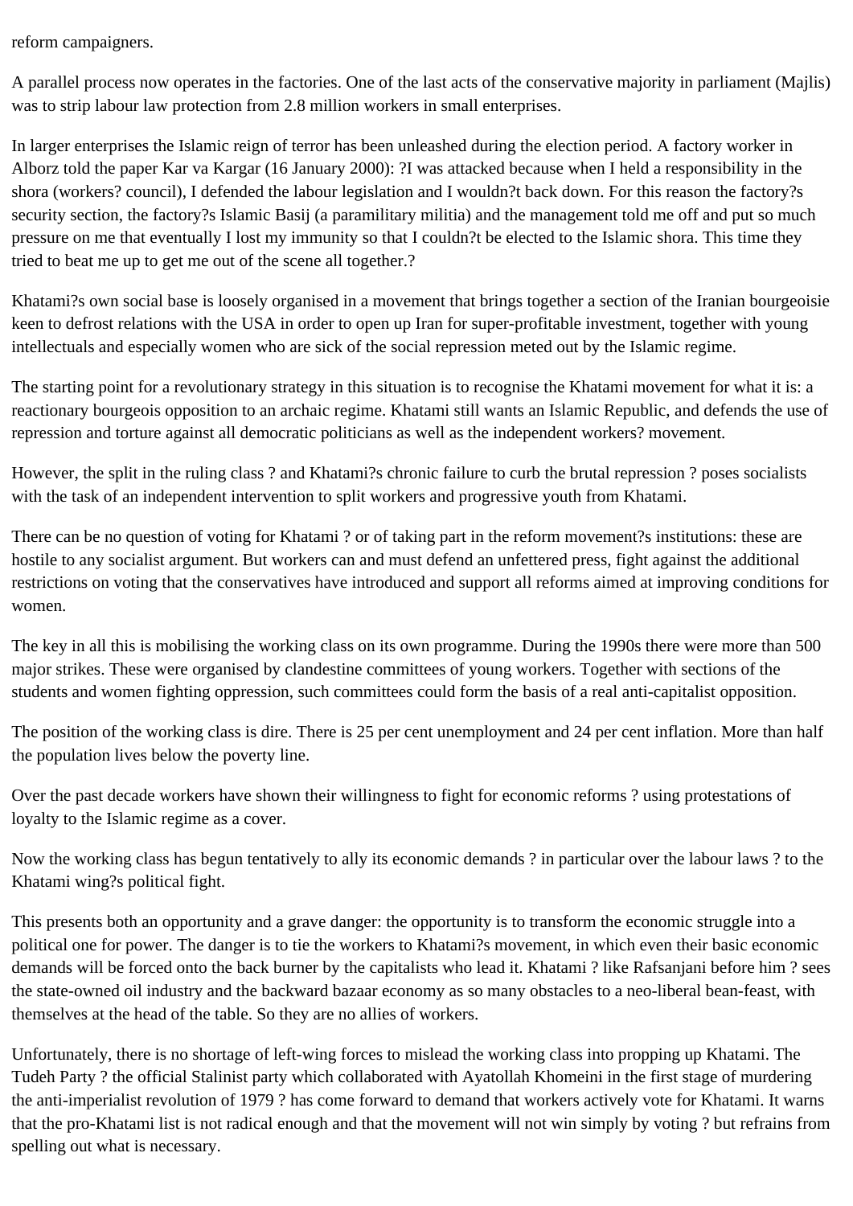reform campaigners.

A parallel process now operates in the factories. One of the last acts of the conservative majority in parliament (Majlis) was to strip labour law protection from 2.8 million workers in small enterprises.

In larger enterprises the Islamic reign of terror has been unleashed during the election period. A factory worker in Alborz told the paper Kar va Kargar (16 January 2000): ?I was attacked because when I held a responsibility in the shora (workers? council), I defended the labour legislation and I wouldn?t back down. For this reason the factory?s security section, the factory?s Islamic Basij (a paramilitary militia) and the management told me off and put so much pressure on me that eventually I lost my immunity so that I couldn?t be elected to the Islamic shora. This time they tried to beat me up to get me out of the scene all together.?

Khatami?s own social base is loosely organised in a movement that brings together a section of the Iranian bourgeoisie keen to defrost relations with the USA in order to open up Iran for super-profitable investment, together with young intellectuals and especially women who are sick of the social repression meted out by the Islamic regime.

The starting point for a revolutionary strategy in this situation is to recognise the Khatami movement for what it is: a reactionary bourgeois opposition to an archaic regime. Khatami still wants an Islamic Republic, and defends the use of repression and torture against all democratic politicians as well as the independent workers? movement.

However, the split in the ruling class ? and Khatami?s chronic failure to curb the brutal repression ? poses socialists with the task of an independent intervention to split workers and progressive youth from Khatami.

There can be no question of voting for Khatami ? or of taking part in the reform movement?s institutions: these are hostile to any socialist argument. But workers can and must defend an unfettered press, fight against the additional restrictions on voting that the conservatives have introduced and support all reforms aimed at improving conditions for women.

The key in all this is mobilising the working class on its own programme. During the 1990s there were more than 500 major strikes. These were organised by clandestine committees of young workers. Together with sections of the students and women fighting oppression, such committees could form the basis of a real anti-capitalist opposition.

The position of the working class is dire. There is 25 per cent unemployment and 24 per cent inflation. More than half the population lives below the poverty line.

Over the past decade workers have shown their willingness to fight for economic reforms ? using protestations of loyalty to the Islamic regime as a cover.

Now the working class has begun tentatively to ally its economic demands ? in particular over the labour laws ? to the Khatami wing?s political fight.

This presents both an opportunity and a grave danger: the opportunity is to transform the economic struggle into a political one for power. The danger is to tie the workers to Khatami?s movement, in which even their basic economic demands will be forced onto the back burner by the capitalists who lead it. Khatami ? like Rafsanjani before him ? sees the state-owned oil industry and the backward bazaar economy as so many obstacles to a neo-liberal bean-feast, with themselves at the head of the table. So they are no allies of workers.

Unfortunately, there is no shortage of left-wing forces to mislead the working class into propping up Khatami. The Tudeh Party ? the official Stalinist party which collaborated with Ayatollah Khomeini in the first stage of murdering the anti-imperialist revolution of 1979 ? has come forward to demand that workers actively vote for Khatami. It warns that the pro-Khatami list is not radical enough and that the movement will not win simply by voting ? but refrains from spelling out what is necessary.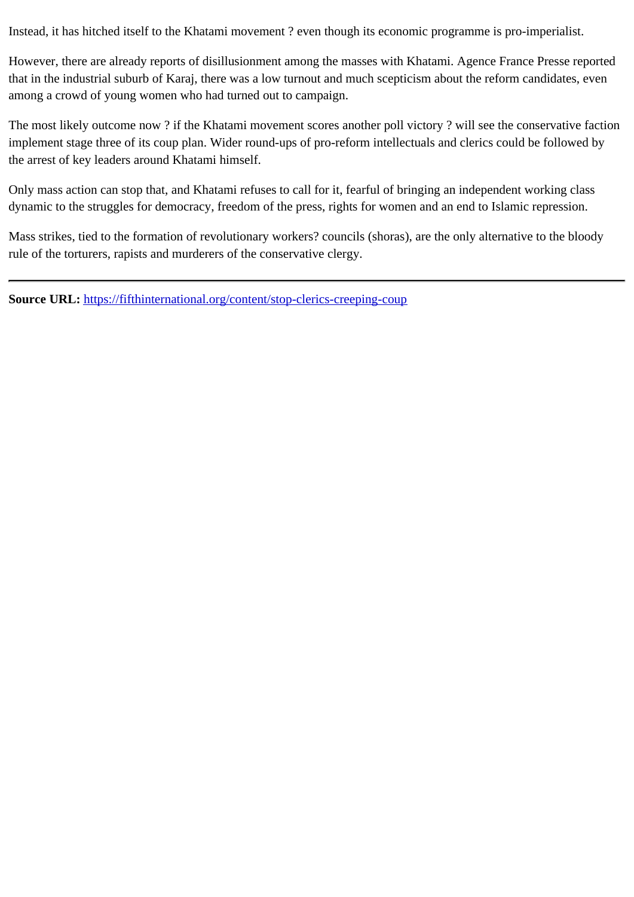Instead, it has hitched itself to the Khatami movement ? even though its economic programme is pro-imperialist.

However, there are already reports of disillusionment among the masses with Khatami. Agence France Presse reported that in the industrial suburb of Karaj, there was a low turnout and much scepticism about the reform candidates, even among a crowd of young women who had turned out to campaign.

The most likely outcome now ? if the Khatami movement scores another poll victory ? will see the conservative faction implement stage three of its coup plan. Wider round-ups of pro-reform intellectuals and clerics could be followed by the arrest of key leaders around Khatami himself.

Only mass action can stop that, and Khatami refuses to call for it, fearful of bringing an independent working class dynamic to the struggles for democracy, freedom of the press, rights for women and an end to Islamic repression.

Mass strikes, tied to the formation of revolutionary workers? councils (shoras), are the only alternative to the bloody rule of the torturers, rapists and murderers of the conservative clergy.

---

**Source URL:** https://fifthinternational.org/content/stop-clerics-creeping-coup